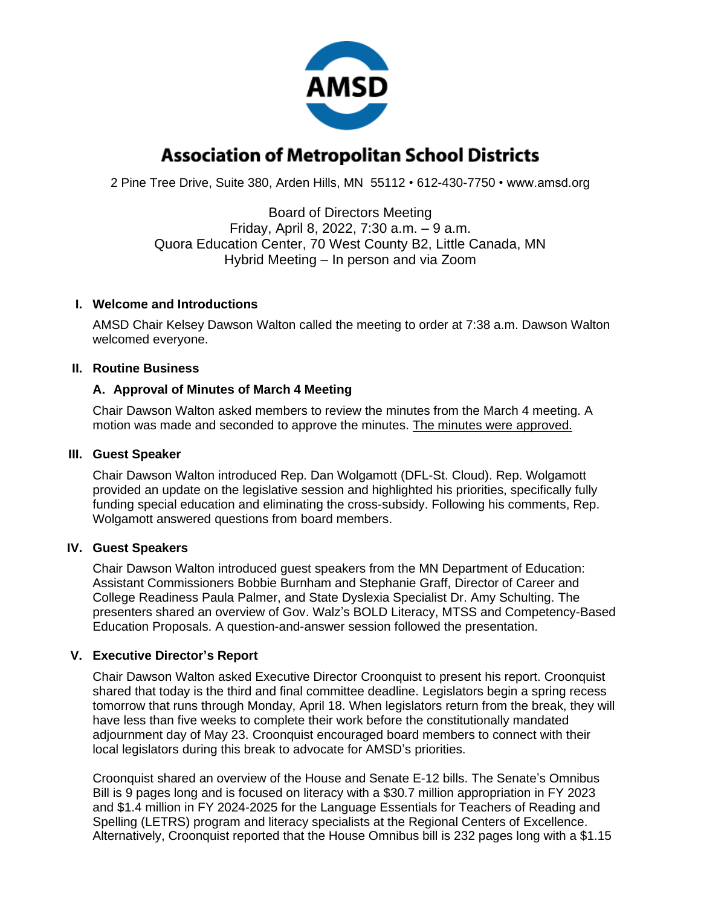# Association of Metropolitan School Districts

2 Pine Tree Drive, Suite 380, Arden Hills, MN 55112 • 612-430-7750 • www.amsd.org

Board of Directors Meeting
Friday, April 8, 2022, 7:30 a.m. – 9 a.m.
Quora Education Center, 70 West County B2, Little Canada, MN
Hybrid Meeting – In person and via Zoom

## I. Welcome and Introductions

AMSD Chair Kelsey Dawson Walton called the meeting to order at 7:38 a.m. Dawson Walton welcomed everyone.

## II. Routine Business

### A. Approval of Minutes of March 4 Meeting

Chair Dawson Walton asked members to review the minutes from the March 4 meeting. A motion was made and seconded to approve the minutes. The minutes were approved.

## III. Guest Speaker

Chair Dawson Walton introduced Rep. Dan Wolgamott (DFL-St. Cloud). Rep. Wolgamott provided an update on the legislative session and highlighted his priorities, specifically fully funding special education and eliminating the cross-subsidy. Following his comments, Rep. Wolgamott answered questions from board members.

## IV. Guest Speakers

Chair Dawson Walton introduced guest speakers from the MN Department of Education: Assistant Commissioners Bobbie Burnham and Stephanie Graff, Director of Career and College Readiness Paula Palmer, and State Dyslexia Specialist Dr. Amy Schulting. The presenters shared an overview of Gov. Walz's BOLD Literacy, MTSS and Competency-Based Education Proposals. A question-and-answer session followed the presentation.

## V. Executive Director's Report

Chair Dawson Walton asked Executive Director Croonquist to present his report. Croonquist shared that today is the third and final committee deadline. Legislators begin a spring recess tomorrow that runs through Monday, April 18. When legislators return from the break, they will have less than five weeks to complete their work before the constitutionally mandated adjournment day of May 23. Croonquist encouraged board members to connect with their local legislators during this break to advocate for AMSD's priorities.

Croonquist shared an overview of the House and Senate E-12 bills. The Senate's Omnibus Bill is 9 pages long and is focused on literacy with a $30.7 million appropriation in FY 2023 and $1.4 million in FY 2024-2025 for the Language Essentials for Teachers of Reading and Spelling (LETRS) program and literacy specialists at the Regional Centers of Excellence. Alternatively, Croonquist reported that the House Omnibus bill is 232 pages long with a $1.15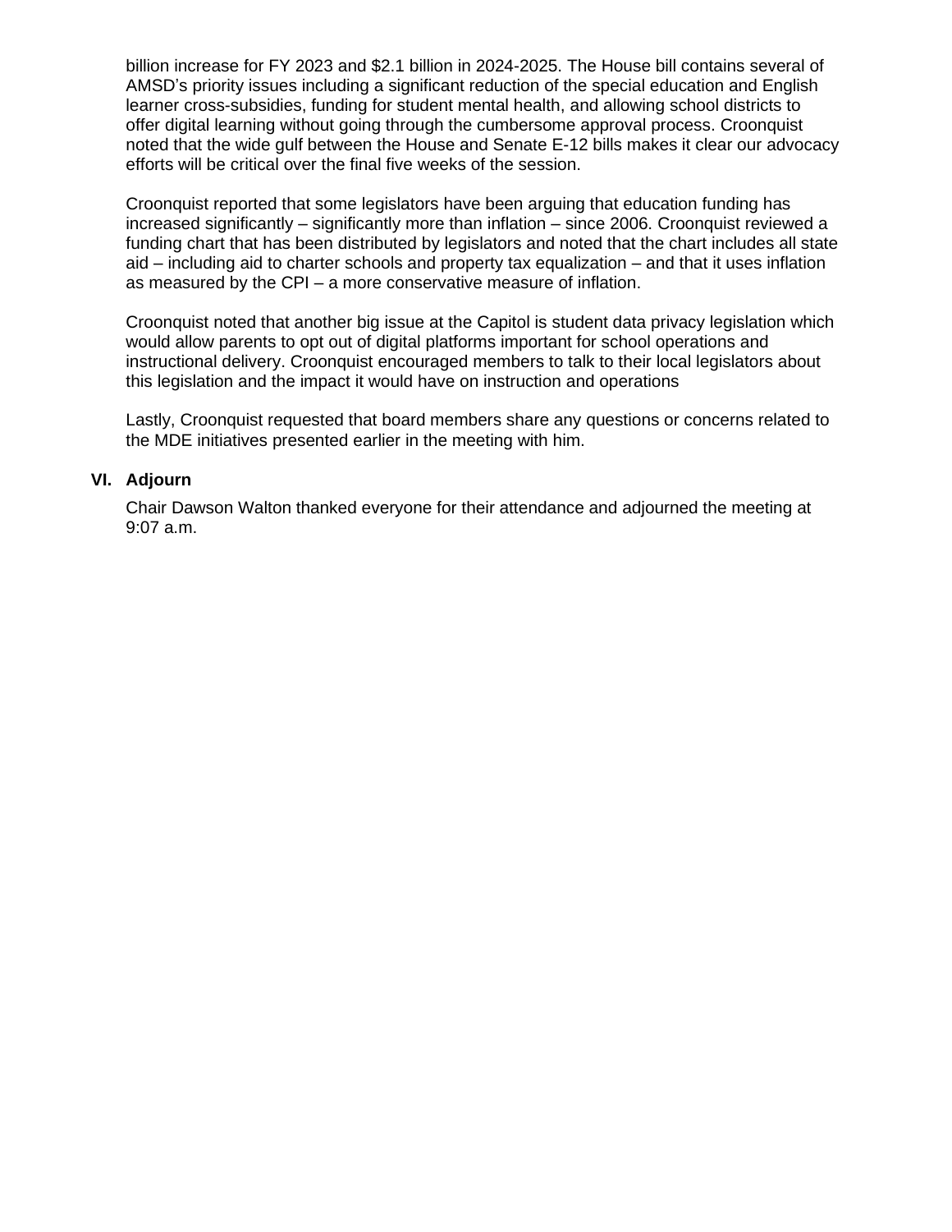billion increase for FY 2023 and $2.1 billion in 2024-2025. The House bill contains several of AMSD's priority issues including a significant reduction of the special education and English learner cross-subsidies, funding for student mental health, and allowing school districts to offer digital learning without going through the cumbersome approval process. Croonquist noted that the wide gulf between the House and Senate E-12 bills makes it clear our advocacy efforts will be critical over the final five weeks of the session.

Croonquist reported that some legislators have been arguing that education funding has increased significantly – significantly more than inflation – since 2006. Croonquist reviewed a funding chart that has been distributed by legislators and noted that the chart includes all state aid – including aid to charter schools and property tax equalization – and that it uses inflation as measured by the CPI – a more conservative measure of inflation.

Croonquist noted that another big issue at the Capitol is student data privacy legislation which would allow parents to opt out of digital platforms important for school operations and instructional delivery. Croonquist encouraged members to talk to their local legislators about this legislation and the impact it would have on instruction and operations

Lastly, Croonquist requested that board members share any questions or concerns related to the MDE initiatives presented earlier in the meeting with him.

## VI. Adjourn

Chair Dawson Walton thanked everyone for their attendance and adjourned the meeting at 9:07 a.m.